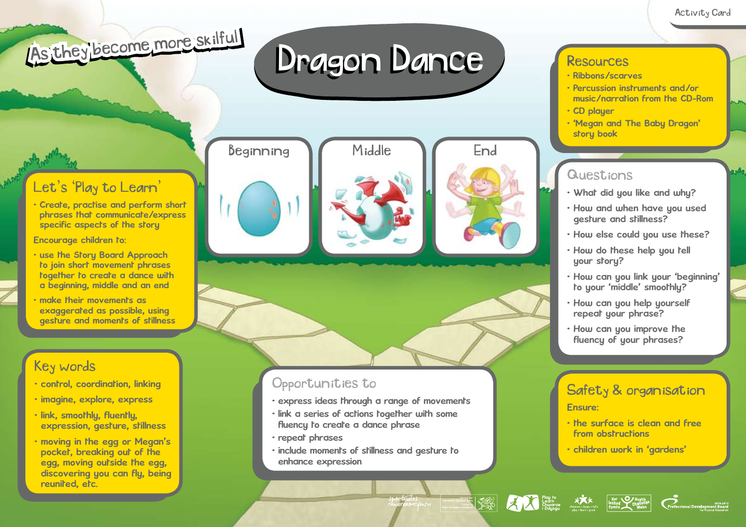Activity Card

# Dragon Dance

## As they become more skilful

Beginning

Middle

End

## Resources

- Ribbons/scarves
- Percussion instruments and/or music/narration from the CD-Rom
- CD player
- 'Megan and The Baby Dragon' story book

## Let's 'Play to Learn'

- Create, practise and perform short phrases that communicate/express specific aspects of the story

Encourage children to:

- use the Story Board Approach to join short movement phrases together to create a dance with a beginning, middle and an end
- make their movements as exaggerated as possible, using gesture and moments of stillness

## Questions

- What did you like and why?
- How and when have you used gesture and stillness?
- How else could you use these?
- How do these help you tell your story?
- How can you link your 'beginning' to your 'middle' smoothly?
- How can you help yourself repeat your phrase?
- How can you improve the fluency of your phrases?

## Key words

- control, coordination, linking
- imagine, explore, express
- link, smoothly, fluently, expression, gesture, stillness
- moving in the egg or Megan's pocket, breaking out of the egg, moving outside the egg, discovering you can fly, being reunited, etc.

## Opportunities to

- express ideas through a range of movements
- link a series of actions together with some fluency to create a dance phrase
- repeat phrases
- include moments of stillness and gesture to enhance expression

## Safety & organisation

Ensure:

- the surface is clean and free from obstructions
- children work in 'gardens'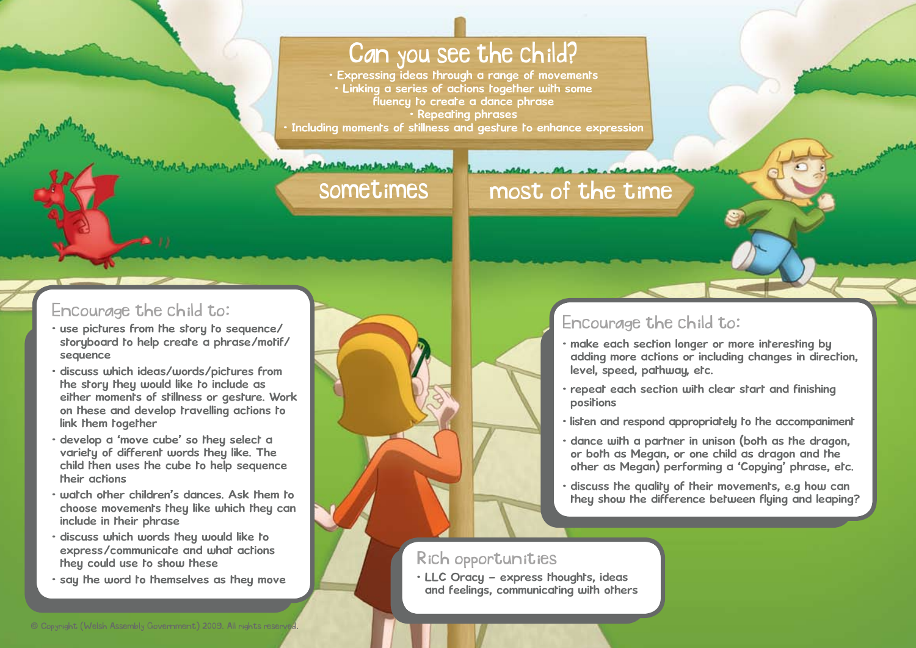# Can you see the child?

- Expressing ideas through a range of movements
- Linking a series of actions together with some fluency to create a dance phrase
- Repeating phrases
- Including moments of stillness and gesture to enhance expression

## sometimes

### Encourage the child to:

- use pictures from the story to sequence/storyboard to help create a phrase/motif/sequence
- discuss which ideas/words/pictures from the story they would like to include as either moments of stillness or gesture. Work on these and develop travelling actions to link them together
- develop a 'move cube' so they select a variety of different words they like. The child then uses the cube to help sequence their actions
- watch other children's dances. Ask them to choose movements they like which they can include in their phrase
- discuss which words they would like to express/communicate and what actions they could use to show these
- say the word to themselves as they move

## most of the time

### Encourage the child to:

- make each section longer or more interesting by adding more actions or including changes in direction, level, speed, pathway, etc.
- repeat each section with clear start and finishing positions
- listen and respond appropriately to the accompaniment
- dance with a partner in unison (both as the dragon, or both as Megan, or one child as dragon and the other as Megan) performing a 'Copying' phrase, etc.
- discuss the quality of their movements, e.g how can they show the difference between flying and leaping?

### Rich opportunities

- LLC Oracy – express thoughts, ideas and feelings, communicating with others

© Copyright (Welsh Assembly Government) 2009. All rights reserved.